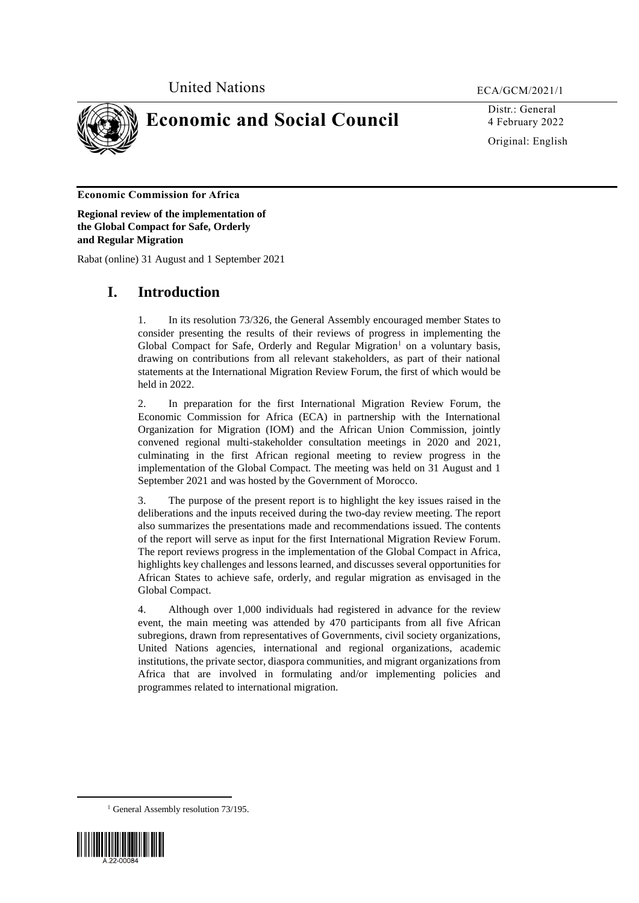United Nations ECA/GCM/2021/1

# Economic and Social Council

Distr.: General
4 February 2022

Original: English

**Economic Commission for Africa**

**Regional review of the implementation of the Global Compact for Safe, Orderly and Regular Migration**

Rabat (online) 31 August and 1 September 2021

# I. Introduction

1. In its resolution 73/326, the General Assembly encouraged member States to consider presenting the results of their reviews of progress in implementing the Global Compact for Safe, Orderly and Regular Migration[1] on a voluntary basis, drawing on contributions from all relevant stakeholders, as part of their national statements at the International Migration Review Forum, the first of which would be held in 2022.

2. In preparation for the first International Migration Review Forum, the Economic Commission for Africa (ECA) in partnership with the International Organization for Migration (IOM) and the African Union Commission, jointly convened regional multi-stakeholder consultation meetings in 2020 and 2021, culminating in the first African regional meeting to review progress in the implementation of the Global Compact. The meeting was held on 31 August and 1 September 2021 and was hosted by the Government of Morocco.

3. The purpose of the present report is to highlight the key issues raised in the deliberations and the inputs received during the two-day review meeting. The report also summarizes the presentations made and recommendations issued. The contents of the report will serve as input for the first International Migration Review Forum. The report reviews progress in the implementation of the Global Compact in Africa, highlights key challenges and lessons learned, and discusses several opportunities for African States to achieve safe, orderly, and regular migration as envisaged in the Global Compact.

4. Although over 1,000 individuals had registered in advance for the review event, the main meeting was attended by 470 participants from all five African subregions, drawn from representatives of Governments, civil society organizations, United Nations agencies, international and regional organizations, academic institutions, the private sector, diaspora communities, and migrant organizations from Africa that are involved in formulating and/or implementing policies and programmes related to international migration.

[1] General Assembly resolution 73/195.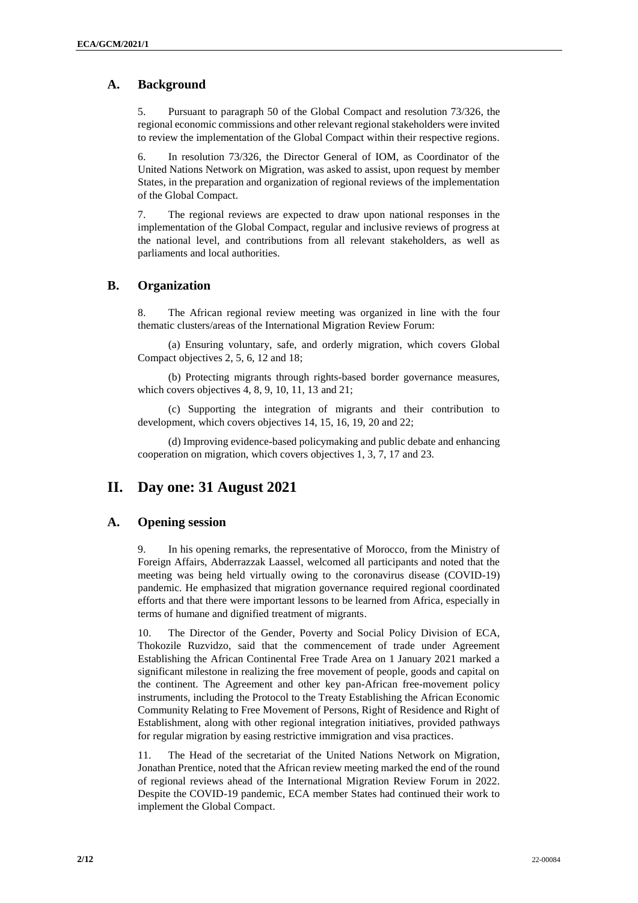## A. Background

5. Pursuant to paragraph 50 of the Global Compact and resolution 73/326, the regional economic commissions and other relevant regional stakeholders were invited to review the implementation of the Global Compact within their respective regions.

6. In resolution 73/326, the Director General of IOM, as Coordinator of the United Nations Network on Migration, was asked to assist, upon request by member States, in the preparation and organization of regional reviews of the implementation of the Global Compact.

7. The regional reviews are expected to draw upon national responses in the implementation of the Global Compact, regular and inclusive reviews of progress at the national level, and contributions from all relevant stakeholders, as well as parliaments and local authorities.

## B. Organization

8. The African regional review meeting was organized in line with the four thematic clusters/areas of the International Migration Review Forum:

(a) Ensuring voluntary, safe, and orderly migration, which covers Global Compact objectives 2, 5, 6, 12 and 18;

(b) Protecting migrants through rights-based border governance measures, which covers objectives 4, 8, 9, 10, 11, 13 and 21;

(c) Supporting the integration of migrants and their contribution to development, which covers objectives 14, 15, 16, 19, 20 and 22;

(d) Improving evidence-based policymaking and public debate and enhancing cooperation on migration, which covers objectives 1, 3, 7, 17 and 23.

# II. Day one: 31 August 2021

## A. Opening session

9. In his opening remarks, the representative of Morocco, from the Ministry of Foreign Affairs, Abderrazzak Laassel, welcomed all participants and noted that the meeting was being held virtually owing to the coronavirus disease (COVID-19) pandemic. He emphasized that migration governance required regional coordinated efforts and that there were important lessons to be learned from Africa, especially in terms of humane and dignified treatment of migrants.

10. The Director of the Gender, Poverty and Social Policy Division of ECA, Thokozile Ruzvidzo, said that the commencement of trade under Agreement Establishing the African Continental Free Trade Area on 1 January 2021 marked a significant milestone in realizing the free movement of people, goods and capital on the continent. The Agreement and other key pan-African free-movement policy instruments, including the Protocol to the Treaty Establishing the African Economic Community Relating to Free Movement of Persons, Right of Residence and Right of Establishment, along with other regional integration initiatives, provided pathways for regular migration by easing restrictive immigration and visa practices.

11. The Head of the secretariat of the United Nations Network on Migration, Jonathan Prentice, noted that the African review meeting marked the end of the round of regional reviews ahead of the International Migration Review Forum in 2022. Despite the COVID-19 pandemic, ECA member States had continued their work to implement the Global Compact.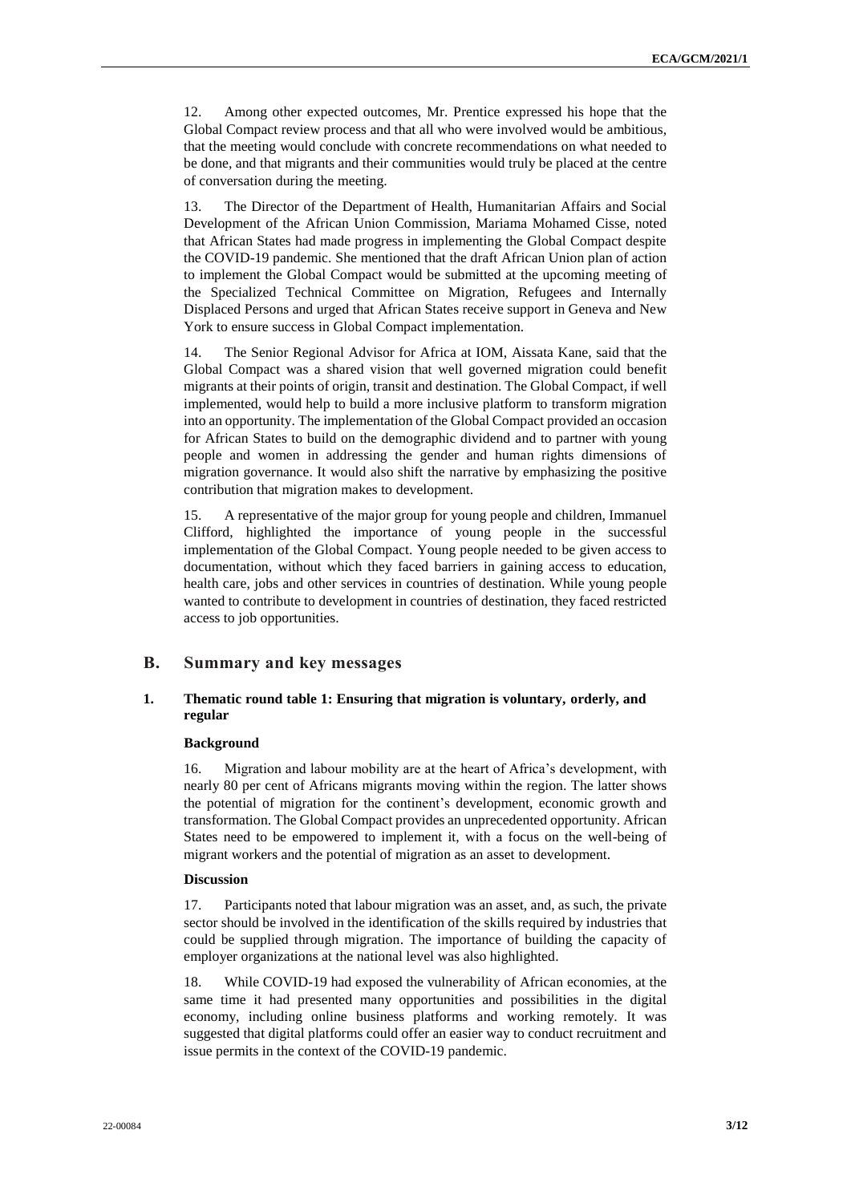12. Among other expected outcomes, Mr. Prentice expressed his hope that the Global Compact review process and that all who were involved would be ambitious, that the meeting would conclude with concrete recommendations on what needed to be done, and that migrants and their communities would truly be placed at the centre of conversation during the meeting.

13. The Director of the Department of Health, Humanitarian Affairs and Social Development of the African Union Commission, Mariama Mohamed Cisse, noted that African States had made progress in implementing the Global Compact despite the COVID-19 pandemic. She mentioned that the draft African Union plan of action to implement the Global Compact would be submitted at the upcoming meeting of the Specialized Technical Committee on Migration, Refugees and Internally Displaced Persons and urged that African States receive support in Geneva and New York to ensure success in Global Compact implementation.

14. The Senior Regional Advisor for Africa at IOM, Aissata Kane, said that the Global Compact was a shared vision that well governed migration could benefit migrants at their points of origin, transit and destination. The Global Compact, if well implemented, would help to build a more inclusive platform to transform migration into an opportunity. The implementation of the Global Compact provided an occasion for African States to build on the demographic dividend and to partner with young people and women in addressing the gender and human rights dimensions of migration governance. It would also shift the narrative by emphasizing the positive contribution that migration makes to development.

15. A representative of the major group for young people and children, Immanuel Clifford, highlighted the importance of young people in the successful implementation of the Global Compact. Young people needed to be given access to documentation, without which they faced barriers in gaining access to education, health care, jobs and other services in countries of destination. While young people wanted to contribute to development in countries of destination, they faced restricted access to job opportunities.

## B. Summary and key messages

### 1. Thematic round table 1: Ensuring that migration is voluntary, orderly, and regular

**Background**

16. Migration and labour mobility are at the heart of Africa's development, with nearly 80 per cent of Africans migrants moving within the region. The latter shows the potential of migration for the continent's development, economic growth and transformation. The Global Compact provides an unprecedented opportunity. African States need to be empowered to implement it, with a focus on the well-being of migrant workers and the potential of migration as an asset to development.

**Discussion**

17. Participants noted that labour migration was an asset, and, as such, the private sector should be involved in the identification of the skills required by industries that could be supplied through migration. The importance of building the capacity of employer organizations at the national level was also highlighted.

18. While COVID-19 had exposed the vulnerability of African economies, at the same time it had presented many opportunities and possibilities in the digital economy, including online business platforms and working remotely. It was suggested that digital platforms could offer an easier way to conduct recruitment and issue permits in the context of the COVID-19 pandemic.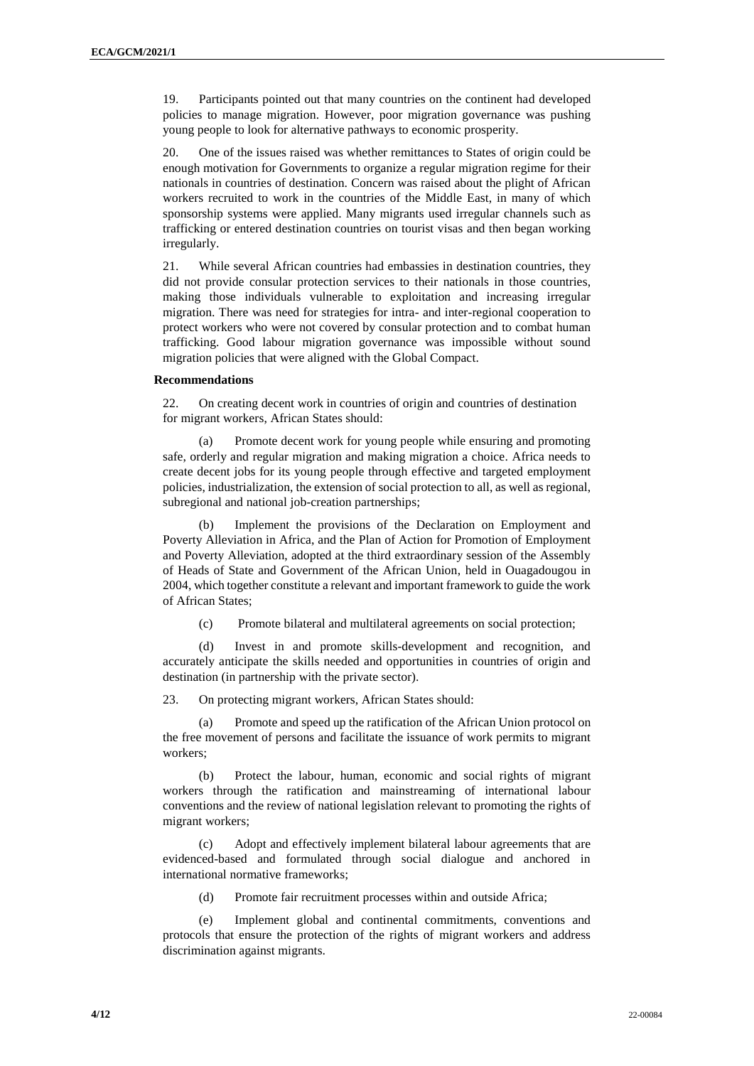19. Participants pointed out that many countries on the continent had developed policies to manage migration. However, poor migration governance was pushing young people to look for alternative pathways to economic prosperity.

20. One of the issues raised was whether remittances to States of origin could be enough motivation for Governments to organize a regular migration regime for their nationals in countries of destination. Concern was raised about the plight of African workers recruited to work in the countries of the Middle East, in many of which sponsorship systems were applied. Many migrants used irregular channels such as trafficking or entered destination countries on tourist visas and then began working irregularly.

21. While several African countries had embassies in destination countries, they did not provide consular protection services to their nationals in those countries, making those individuals vulnerable to exploitation and increasing irregular migration. There was need for strategies for intra- and inter-regional cooperation to protect workers who were not covered by consular protection and to combat human trafficking. Good labour migration governance was impossible without sound migration policies that were aligned with the Global Compact.

**Recommendations**

22. On creating decent work in countries of origin and countries of destination for migrant workers, African States should:

(a) Promote decent work for young people while ensuring and promoting safe, orderly and regular migration and making migration a choice. Africa needs to create decent jobs for its young people through effective and targeted employment policies, industrialization, the extension of social protection to all, as well as regional, subregional and national job-creation partnerships;

(b) Implement the provisions of the Declaration on Employment and Poverty Alleviation in Africa, and the Plan of Action for Promotion of Employment and Poverty Alleviation, adopted at the third extraordinary session of the Assembly of Heads of State and Government of the African Union, held in Ouagadougou in 2004, which together constitute a relevant and important framework to guide the work of African States;

(c) Promote bilateral and multilateral agreements on social protection;

(d) Invest in and promote skills-development and recognition, and accurately anticipate the skills needed and opportunities in countries of origin and destination (in partnership with the private sector).

23. On protecting migrant workers, African States should:

(a) Promote and speed up the ratification of the African Union protocol on the free movement of persons and facilitate the issuance of work permits to migrant workers;

(b) Protect the labour, human, economic and social rights of migrant workers through the ratification and mainstreaming of international labour conventions and the review of national legislation relevant to promoting the rights of migrant workers;

(c) Adopt and effectively implement bilateral labour agreements that are evidenced-based and formulated through social dialogue and anchored in international normative frameworks;

(d) Promote fair recruitment processes within and outside Africa;

(e) Implement global and continental commitments, conventions and protocols that ensure the protection of the rights of migrant workers and address discrimination against migrants.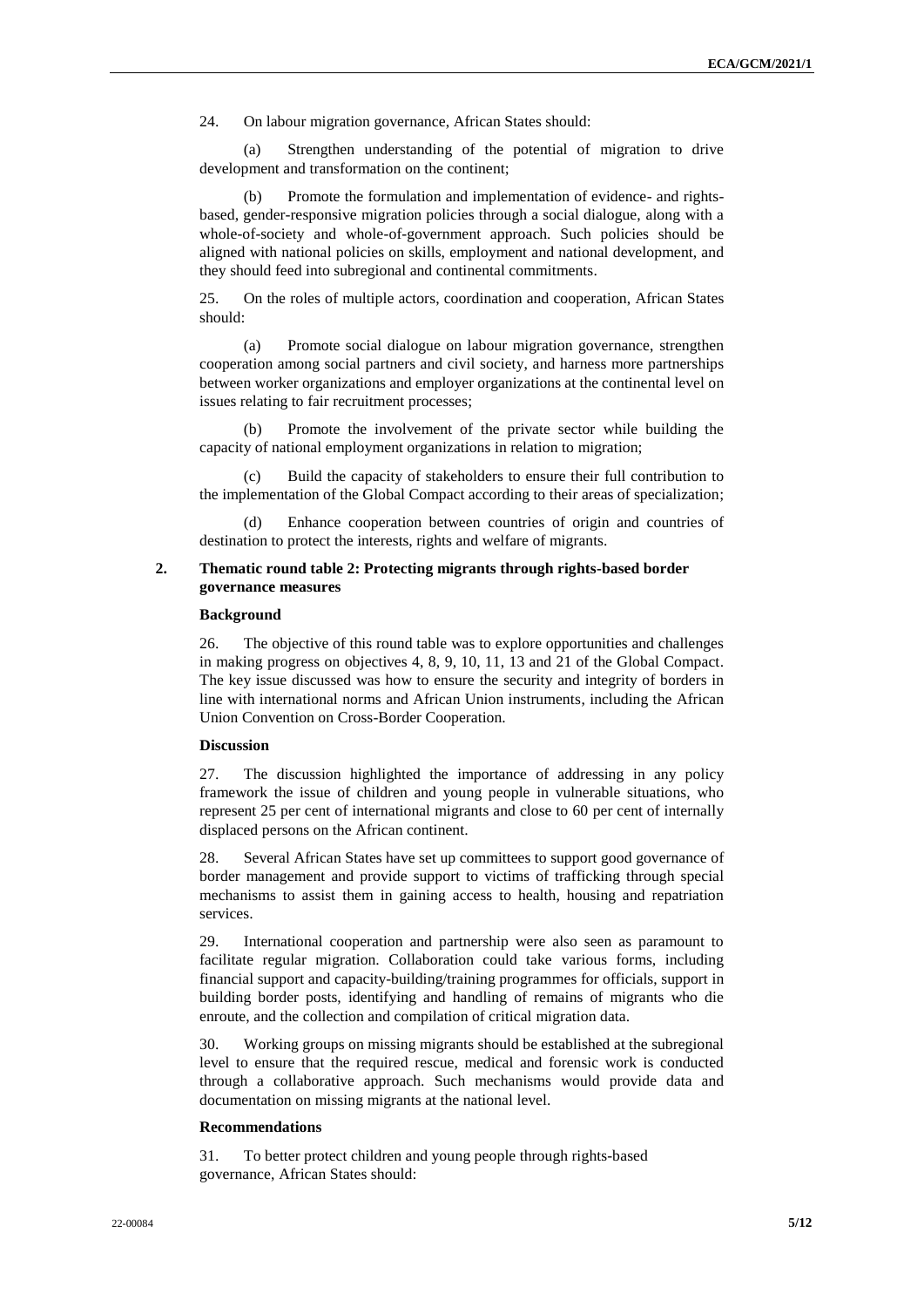24. On labour migration governance, African States should:

(a) Strengthen understanding of the potential of migration to drive development and transformation on the continent;

(b) Promote the formulation and implementation of evidence- and rights-based, gender-responsive migration policies through a social dialogue, along with a whole-of-society and whole-of-government approach. Such policies should be aligned with national policies on skills, employment and national development, and they should feed into subregional and continental commitments.

25. On the roles of multiple actors, coordination and cooperation, African States should:

(a) Promote social dialogue on labour migration governance, strengthen cooperation among social partners and civil society, and harness more partnerships between worker organizations and employer organizations at the continental level on issues relating to fair recruitment processes;

(b) Promote the involvement of the private sector while building the capacity of national employment organizations in relation to migration;

(c) Build the capacity of stakeholders to ensure their full contribution to the implementation of the Global Compact according to their areas of specialization;

(d) Enhance cooperation between countries of origin and countries of destination to protect the interests, rights and welfare of migrants.

### 2. Thematic round table 2: Protecting migrants through rights-based border governance measures

#### Background

26. The objective of this round table was to explore opportunities and challenges in making progress on objectives 4, 8, 9, 10, 11, 13 and 21 of the Global Compact. The key issue discussed was how to ensure the security and integrity of borders in line with international norms and African Union instruments, including the African Union Convention on Cross-Border Cooperation.

#### Discussion

27. The discussion highlighted the importance of addressing in any policy framework the issue of children and young people in vulnerable situations, who represent 25 per cent of international migrants and close to 60 per cent of internally displaced persons on the African continent.

28. Several African States have set up committees to support good governance of border management and provide support to victims of trafficking through special mechanisms to assist them in gaining access to health, housing and repatriation services.

29. International cooperation and partnership were also seen as paramount to facilitate regular migration. Collaboration could take various forms, including financial support and capacity-building/training programmes for officials, support in building border posts, identifying and handling of remains of migrants who die enroute, and the collection and compilation of critical migration data.

30. Working groups on missing migrants should be established at the subregional level to ensure that the required rescue, medical and forensic work is conducted through a collaborative approach. Such mechanisms would provide data and documentation on missing migrants at the national level.

#### Recommendations

31. To better protect children and young people through rights-based governance, African States should: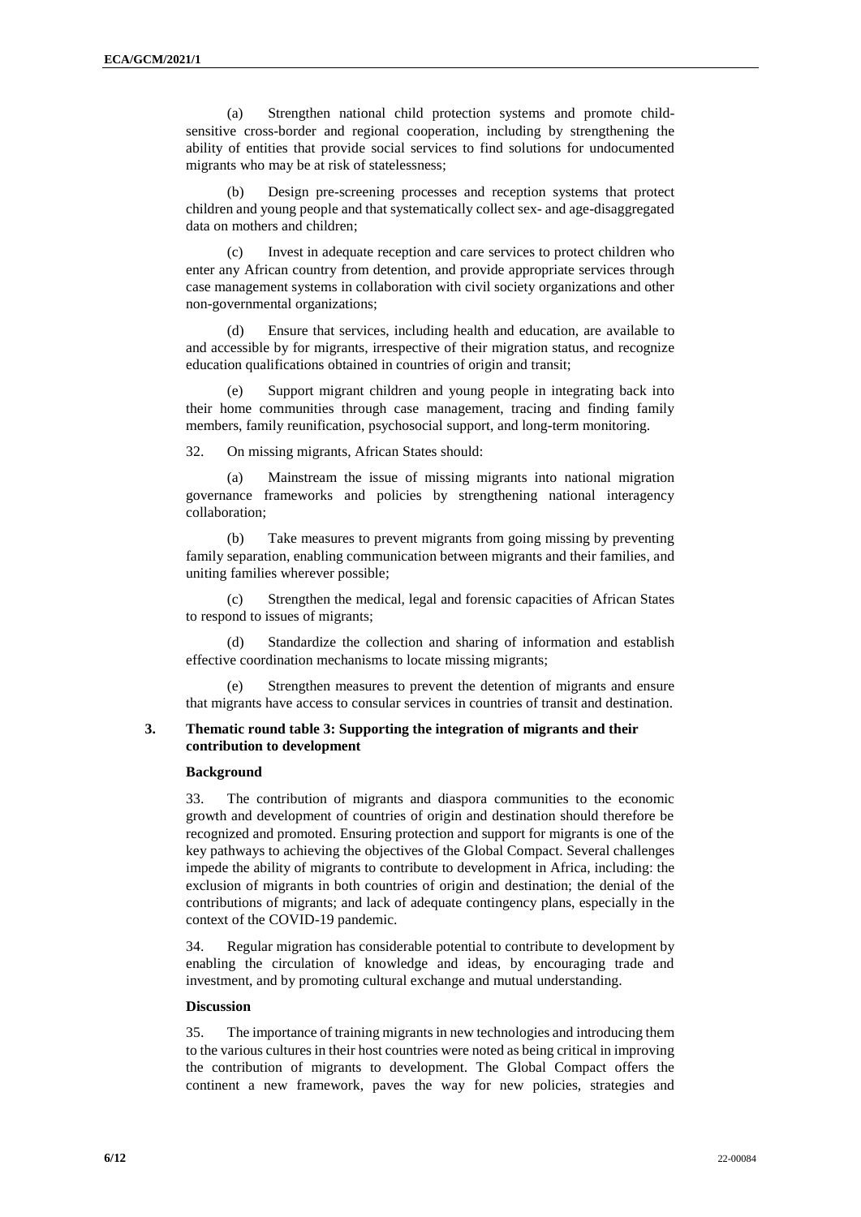(a) Strengthen national child protection systems and promote child-sensitive cross-border and regional cooperation, including by strengthening the ability of entities that provide social services to find solutions for undocumented migrants who may be at risk of statelessness;

(b) Design pre-screening processes and reception systems that protect children and young people and that systematically collect sex- and age-disaggregated data on mothers and children;

(c) Invest in adequate reception and care services to protect children who enter any African country from detention, and provide appropriate services through case management systems in collaboration with civil society organizations and other non-governmental organizations;

(d) Ensure that services, including health and education, are available to and accessible by for migrants, irrespective of their migration status, and recognize education qualifications obtained in countries of origin and transit;

(e) Support migrant children and young people in integrating back into their home communities through case management, tracing and finding family members, family reunification, psychosocial support, and long-term monitoring.

32. On missing migrants, African States should:

(a) Mainstream the issue of missing migrants into national migration governance frameworks and policies by strengthening national interagency collaboration;

(b) Take measures to prevent migrants from going missing by preventing family separation, enabling communication between migrants and their families, and uniting families wherever possible;

(c) Strengthen the medical, legal and forensic capacities of African States to respond to issues of migrants;

(d) Standardize the collection and sharing of information and establish effective coordination mechanisms to locate missing migrants;

(e) Strengthen measures to prevent the detention of migrants and ensure that migrants have access to consular services in countries of transit and destination.

### 3. Thematic round table 3: Supporting the integration of migrants and their contribution to development

#### Background

33. The contribution of migrants and diaspora communities to the economic growth and development of countries of origin and destination should therefore be recognized and promoted. Ensuring protection and support for migrants is one of the key pathways to achieving the objectives of the Global Compact. Several challenges impede the ability of migrants to contribute to development in Africa, including: the exclusion of migrants in both countries of origin and destination; the denial of the contributions of migrants; and lack of adequate contingency plans, especially in the context of the COVID-19 pandemic.

34. Regular migration has considerable potential to contribute to development by enabling the circulation of knowledge and ideas, by encouraging trade and investment, and by promoting cultural exchange and mutual understanding.

#### Discussion

35. The importance of training migrants in new technologies and introducing them to the various cultures in their host countries were noted as being critical in improving the contribution of migrants to development. The Global Compact offers the continent a new framework, paves the way for new policies, strategies and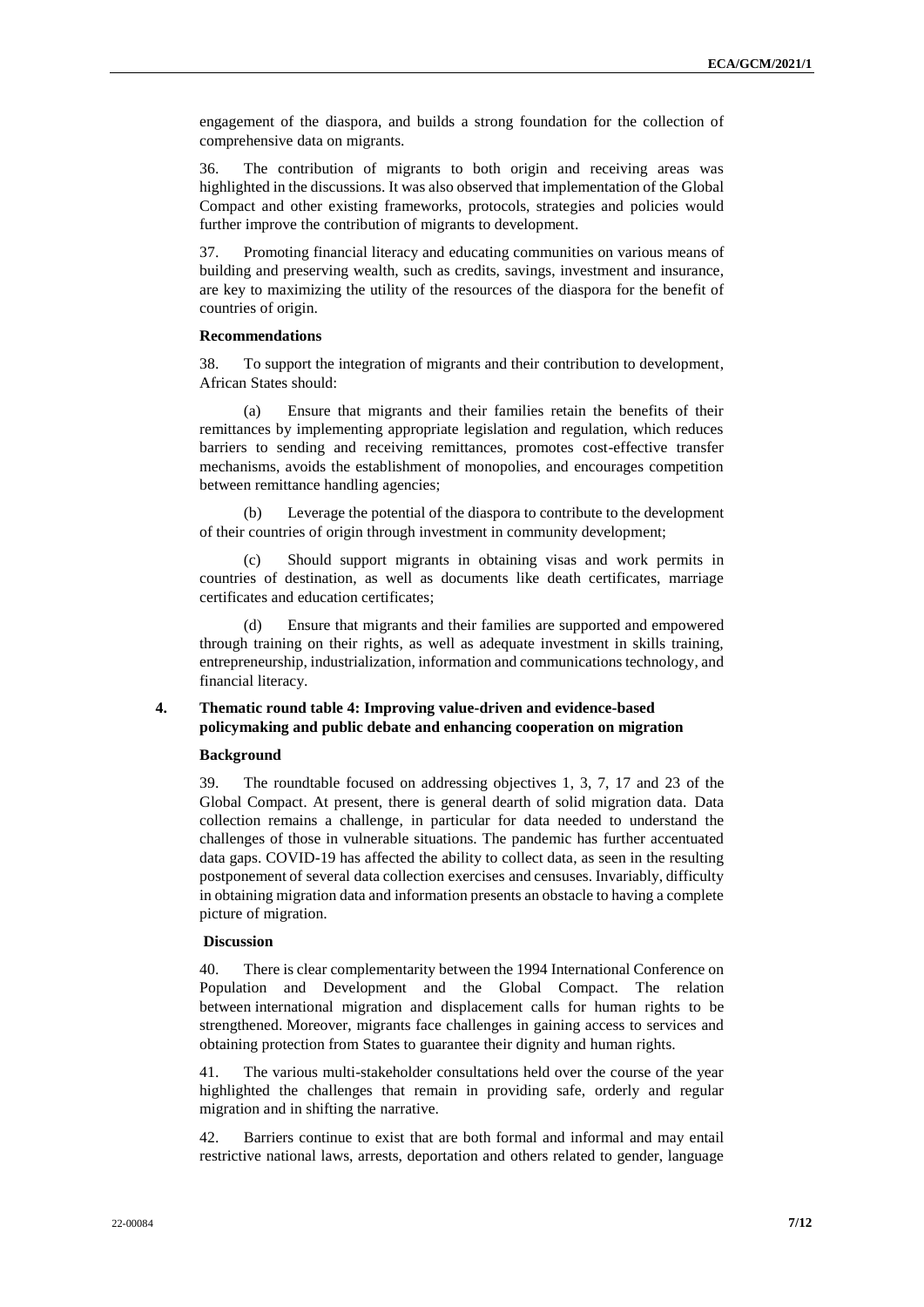engagement of the diaspora, and builds a strong foundation for the collection of comprehensive data on migrants.

36. The contribution of migrants to both origin and receiving areas was highlighted in the discussions. It was also observed that implementation of the Global Compact and other existing frameworks, protocols, strategies and policies would further improve the contribution of migrants to development.

37. Promoting financial literacy and educating communities on various means of building and preserving wealth, such as credits, savings, investment and insurance, are key to maximizing the utility of the resources of the diaspora for the benefit of countries of origin.

**Recommendations**

38. To support the integration of migrants and their contribution to development, African States should:

(a) Ensure that migrants and their families retain the benefits of their remittances by implementing appropriate legislation and regulation, which reduces barriers to sending and receiving remittances, promotes cost-effective transfer mechanisms, avoids the establishment of monopolies, and encourages competition between remittance handling agencies;

(b) Leverage the potential of the diaspora to contribute to the development of their countries of origin through investment in community development;

(c) Should support migrants in obtaining visas and work permits in countries of destination, as well as documents like death certificates, marriage certificates and education certificates;

(d) Ensure that migrants and their families are supported and empowered through training on their rights, as well as adequate investment in skills training, entrepreneurship, industrialization, information and communications technology, and financial literacy.

## 4. Thematic round table 4: Improving value-driven and evidence-based policymaking and public debate and enhancing cooperation on migration

**Background**

39. The roundtable focused on addressing objectives 1, 3, 7, 17 and 23 of the Global Compact. At present, there is general dearth of solid migration data. Data collection remains a challenge, in particular for data needed to understand the challenges of those in vulnerable situations. The pandemic has further accentuated data gaps. COVID-19 has affected the ability to collect data, as seen in the resulting postponement of several data collection exercises and censuses. Invariably, difficulty in obtaining migration data and information presents an obstacle to having a complete picture of migration.

**Discussion**

40. There is clear complementarity between the 1994 International Conference on Population and Development and the Global Compact. The relation between international migration and displacement calls for human rights to be strengthened. Moreover, migrants face challenges in gaining access to services and obtaining protection from States to guarantee their dignity and human rights.

41. The various multi-stakeholder consultations held over the course of the year highlighted the challenges that remain in providing safe, orderly and regular migration and in shifting the narrative.

42. Barriers continue to exist that are both formal and informal and may entail restrictive national laws, arrests, deportation and others related to gender, language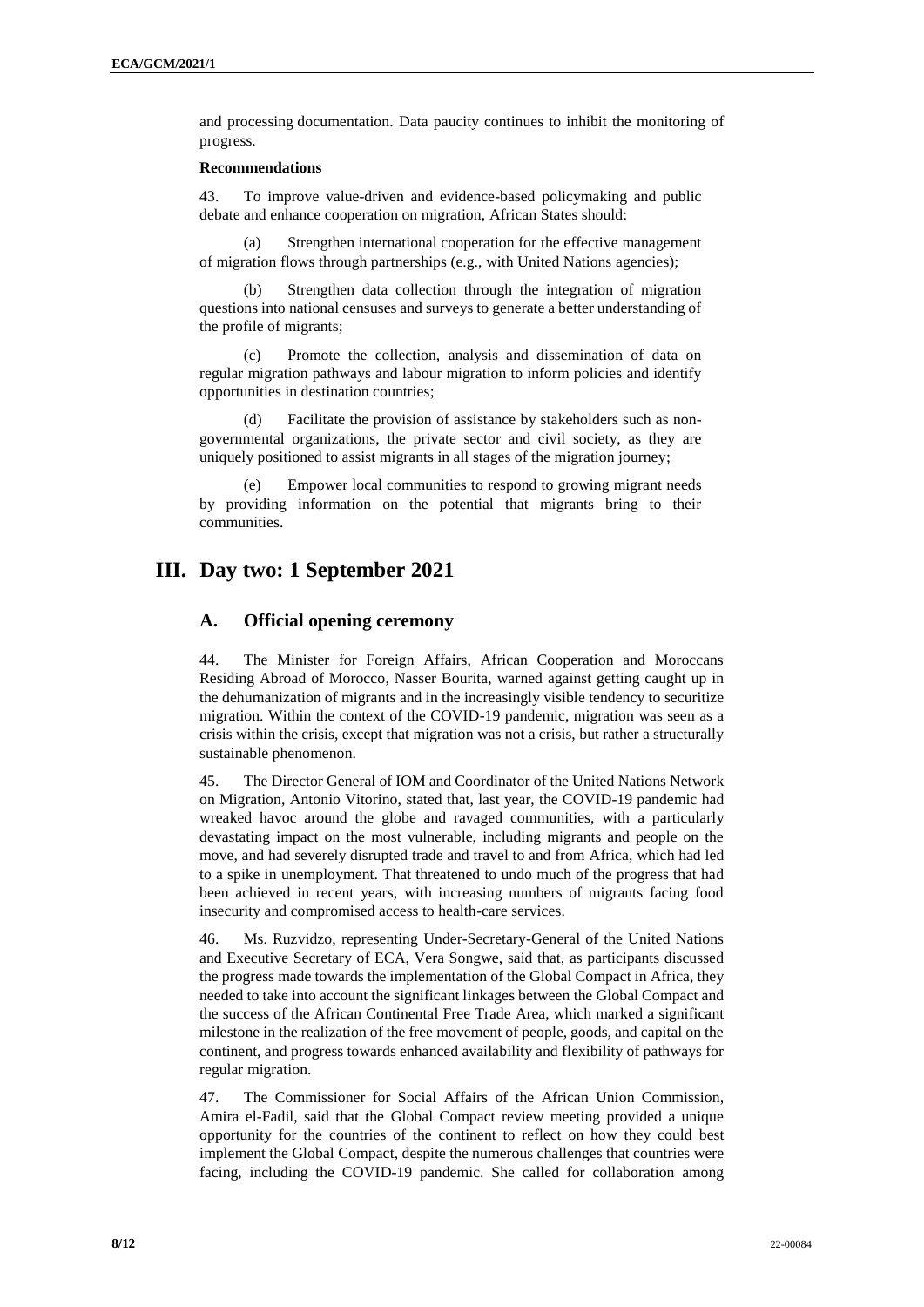and processing documentation. Data paucity continues to inhibit the monitoring of progress.

**Recommendations**

43. To improve value-driven and evidence-based policymaking and public debate and enhance cooperation on migration, African States should:

(a) Strengthen international cooperation for the effective management of migration flows through partnerships (e.g., with United Nations agencies);

(b) Strengthen data collection through the integration of migration questions into national censuses and surveys to generate a better understanding of the profile of migrants;

(c) Promote the collection, analysis and dissemination of data on regular migration pathways and labour migration to inform policies and identify opportunities in destination countries;

(d) Facilitate the provision of assistance by stakeholders such as non-governmental organizations, the private sector and civil society, as they are uniquely positioned to assist migrants in all stages of the migration journey;

(e) Empower local communities to respond to growing migrant needs by providing information on the potential that migrants bring to their communities.

# III. Day two: 1 September 2021

## A. Official opening ceremony

44. The Minister for Foreign Affairs, African Cooperation and Moroccans Residing Abroad of Morocco, Nasser Bourita, warned against getting caught up in the dehumanization of migrants and in the increasingly visible tendency to securitize migration. Within the context of the COVID-19 pandemic, migration was seen as a crisis within the crisis, except that migration was not a crisis, but rather a structurally sustainable phenomenon.

45. The Director General of IOM and Coordinator of the United Nations Network on Migration, Antonio Vitorino, stated that, last year, the COVID-19 pandemic had wreaked havoc around the globe and ravaged communities, with a particularly devastating impact on the most vulnerable, including migrants and people on the move, and had severely disrupted trade and travel to and from Africa, which had led to a spike in unemployment. That threatened to undo much of the progress that had been achieved in recent years, with increasing numbers of migrants facing food insecurity and compromised access to health-care services.

46. Ms. Ruzvidzo, representing Under-Secretary-General of the United Nations and Executive Secretary of ECA, Vera Songwe, said that, as participants discussed the progress made towards the implementation of the Global Compact in Africa, they needed to take into account the significant linkages between the Global Compact and the success of the African Continental Free Trade Area, which marked a significant milestone in the realization of the free movement of people, goods, and capital on the continent, and progress towards enhanced availability and flexibility of pathways for regular migration.

47. The Commissioner for Social Affairs of the African Union Commission, Amira el-Fadil, said that the Global Compact review meeting provided a unique opportunity for the countries of the continent to reflect on how they could best implement the Global Compact, despite the numerous challenges that countries were facing, including the COVID-19 pandemic. She called for collaboration among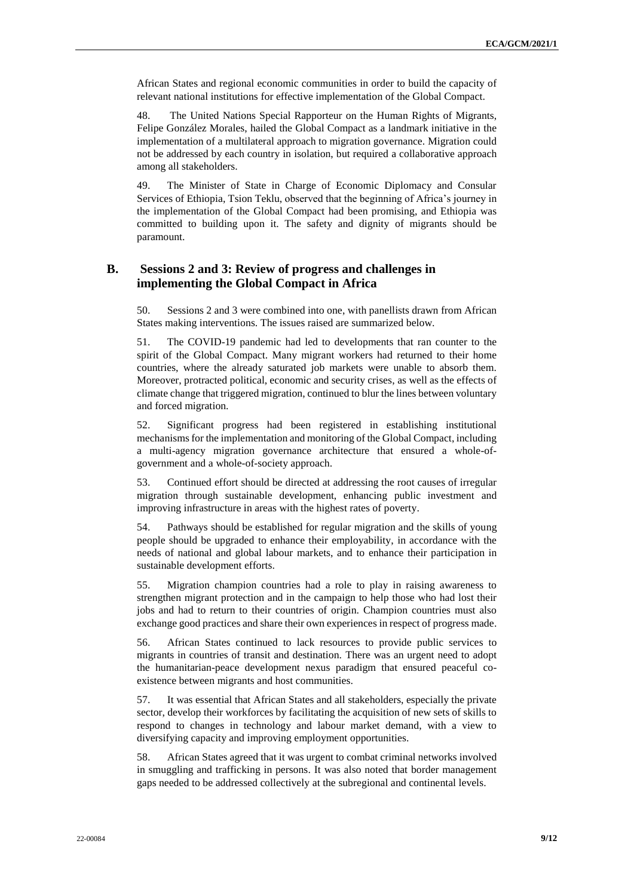African States and regional economic communities in order to build the capacity of relevant national institutions for effective implementation of the Global Compact.

48. The United Nations Special Rapporteur on the Human Rights of Migrants, Felipe González Morales, hailed the Global Compact as a landmark initiative in the implementation of a multilateral approach to migration governance. Migration could not be addressed by each country in isolation, but required a collaborative approach among all stakeholders.

49. The Minister of State in Charge of Economic Diplomacy and Consular Services of Ethiopia, Tsion Teklu, observed that the beginning of Africa's journey in the implementation of the Global Compact had been promising, and Ethiopia was committed to building upon it. The safety and dignity of migrants should be paramount.

## B. Sessions 2 and 3: Review of progress and challenges in implementing the Global Compact in Africa

50. Sessions 2 and 3 were combined into one, with panellists drawn from African States making interventions. The issues raised are summarized below.

51. The COVID-19 pandemic had led to developments that ran counter to the spirit of the Global Compact. Many migrant workers had returned to their home countries, where the already saturated job markets were unable to absorb them. Moreover, protracted political, economic and security crises, as well as the effects of climate change that triggered migration, continued to blur the lines between voluntary and forced migration.

52. Significant progress had been registered in establishing institutional mechanisms for the implementation and monitoring of the Global Compact, including a multi-agency migration governance architecture that ensured a whole-of-government and a whole-of-society approach.

53. Continued effort should be directed at addressing the root causes of irregular migration through sustainable development, enhancing public investment and improving infrastructure in areas with the highest rates of poverty.

54. Pathways should be established for regular migration and the skills of young people should be upgraded to enhance their employability, in accordance with the needs of national and global labour markets, and to enhance their participation in sustainable development efforts.

55. Migration champion countries had a role to play in raising awareness to strengthen migrant protection and in the campaign to help those who had lost their jobs and had to return to their countries of origin. Champion countries must also exchange good practices and share their own experiences in respect of progress made.

56. African States continued to lack resources to provide public services to migrants in countries of transit and destination. There was an urgent need to adopt the humanitarian-peace development nexus paradigm that ensured peaceful co-existence between migrants and host communities.

57. It was essential that African States and all stakeholders, especially the private sector, develop their workforces by facilitating the acquisition of new sets of skills to respond to changes in technology and labour market demand, with a view to diversifying capacity and improving employment opportunities.

58. African States agreed that it was urgent to combat criminal networks involved in smuggling and trafficking in persons. It was also noted that border management gaps needed to be addressed collectively at the subregional and continental levels.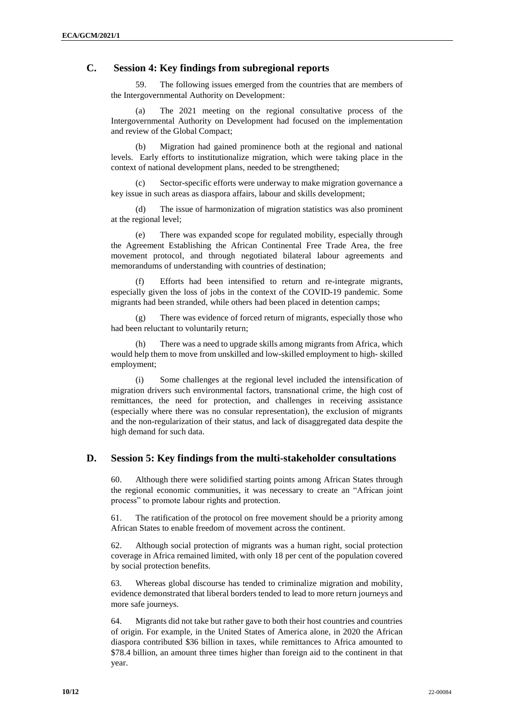## C. Session 4: Key findings from subregional reports

59. The following issues emerged from the countries that are members of the Intergovernmental Authority on Development:

(a) The 2021 meeting on the regional consultative process of the Intergovernmental Authority on Development had focused on the implementation and review of the Global Compact;

(b) Migration had gained prominence both at the regional and national levels. Early efforts to institutionalize migration, which were taking place in the context of national development plans, needed to be strengthened;

(c) Sector-specific efforts were underway to make migration governance a key issue in such areas as diaspora affairs, labour and skills development;

(d) The issue of harmonization of migration statistics was also prominent at the regional level;

(e) There was expanded scope for regulated mobility, especially through the Agreement Establishing the African Continental Free Trade Area, the free movement protocol, and through negotiated bilateral labour agreements and memorandums of understanding with countries of destination;

(f) Efforts had been intensified to return and re-integrate migrants, especially given the loss of jobs in the context of the COVID-19 pandemic. Some migrants had been stranded, while others had been placed in detention camps;

(g) There was evidence of forced return of migrants, especially those who had been reluctant to voluntarily return;

(h) There was a need to upgrade skills among migrants from Africa, which would help them to move from unskilled and low-skilled employment to high- skilled employment;

(i) Some challenges at the regional level included the intensification of migration drivers such environmental factors, transnational crime, the high cost of remittances, the need for protection, and challenges in receiving assistance (especially where there was no consular representation), the exclusion of migrants and the non-regularization of their status, and lack of disaggregated data despite the high demand for such data.

## D. Session 5: Key findings from the multi-stakeholder consultations

60. Although there were solidified starting points among African States through the regional economic communities, it was necessary to create an "African joint process" to promote labour rights and protection.

61. The ratification of the protocol on free movement should be a priority among African States to enable freedom of movement across the continent.

62. Although social protection of migrants was a human right, social protection coverage in Africa remained limited, with only 18 per cent of the population covered by social protection benefits.

63. Whereas global discourse has tended to criminalize migration and mobility, evidence demonstrated that liberal borders tended to lead to more return journeys and more safe journeys.

64. Migrants did not take but rather gave to both their host countries and countries of origin. For example, in the United States of America alone, in 2020 the African diaspora contributed $36 billion in taxes, while remittances to Africa amounted to $78.4 billion, an amount three times higher than foreign aid to the continent in that year.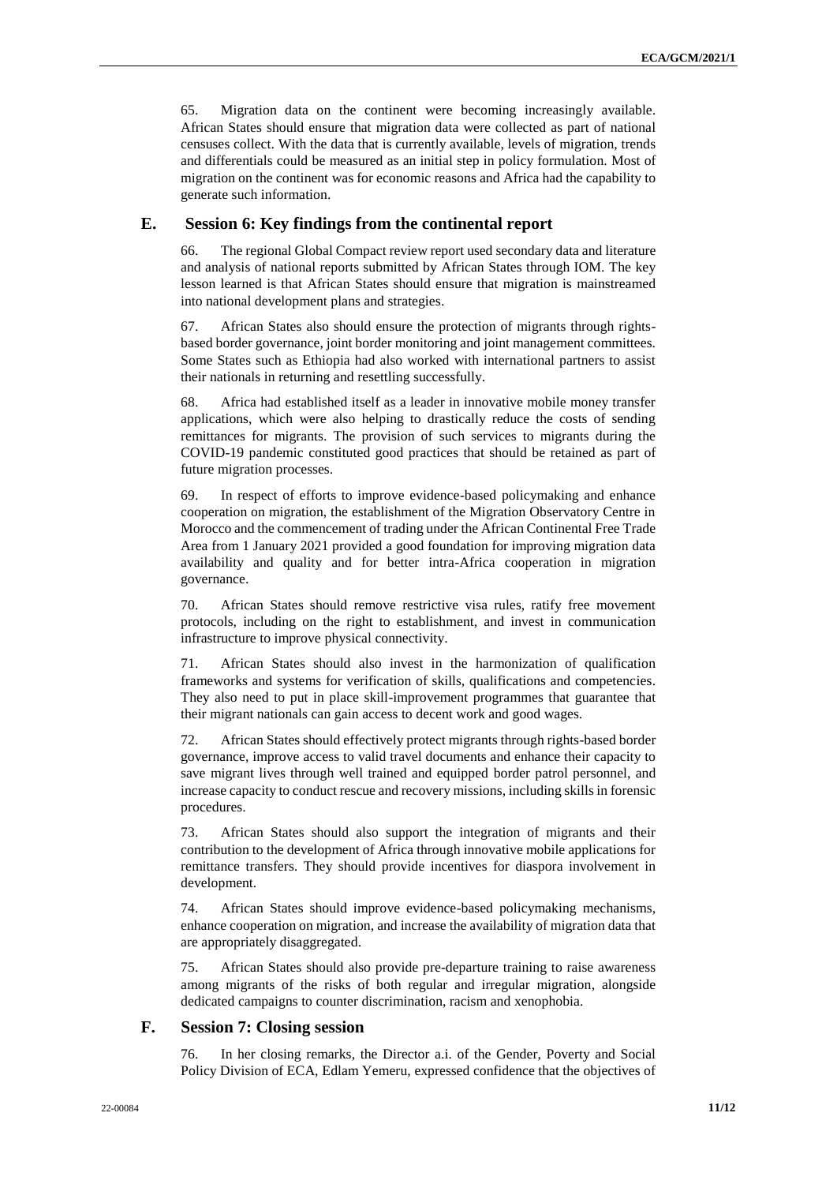65. Migration data on the continent were becoming increasingly available. African States should ensure that migration data were collected as part of national censuses collect. With the data that is currently available, levels of migration, trends and differentials could be measured as an initial step in policy formulation. Most of migration on the continent was for economic reasons and Africa had the capability to generate such information.

## E. Session 6: Key findings from the continental report

66. The regional Global Compact review report used secondary data and literature and analysis of national reports submitted by African States through IOM. The key lesson learned is that African States should ensure that migration is mainstreamed into national development plans and strategies.

67. African States also should ensure the protection of migrants through rights-based border governance, joint border monitoring and joint management committees. Some States such as Ethiopia had also worked with international partners to assist their nationals in returning and resettling successfully.

68. Africa had established itself as a leader in innovative mobile money transfer applications, which were also helping to drastically reduce the costs of sending remittances for migrants. The provision of such services to migrants during the COVID-19 pandemic constituted good practices that should be retained as part of future migration processes.

69. In respect of efforts to improve evidence-based policymaking and enhance cooperation on migration, the establishment of the Migration Observatory Centre in Morocco and the commencement of trading under the African Continental Free Trade Area from 1 January 2021 provided a good foundation for improving migration data availability and quality and for better intra-Africa cooperation in migration governance.

70. African States should remove restrictive visa rules, ratify free movement protocols, including on the right to establishment, and invest in communication infrastructure to improve physical connectivity.

71. African States should also invest in the harmonization of qualification frameworks and systems for verification of skills, qualifications and competencies. They also need to put in place skill-improvement programmes that guarantee that their migrant nationals can gain access to decent work and good wages.

72. African States should effectively protect migrants through rights-based border governance, improve access to valid travel documents and enhance their capacity to save migrant lives through well trained and equipped border patrol personnel, and increase capacity to conduct rescue and recovery missions, including skills in forensic procedures.

73. African States should also support the integration of migrants and their contribution to the development of Africa through innovative mobile applications for remittance transfers. They should provide incentives for diaspora involvement in development.

74. African States should improve evidence-based policymaking mechanisms, enhance cooperation on migration, and increase the availability of migration data that are appropriately disaggregated.

75. African States should also provide pre-departure training to raise awareness among migrants of the risks of both regular and irregular migration, alongside dedicated campaigns to counter discrimination, racism and xenophobia.

## F. Session 7: Closing session

76. In her closing remarks, the Director a.i. of the Gender, Poverty and Social Policy Division of ECA, Edlam Yemeru, expressed confidence that the objectives of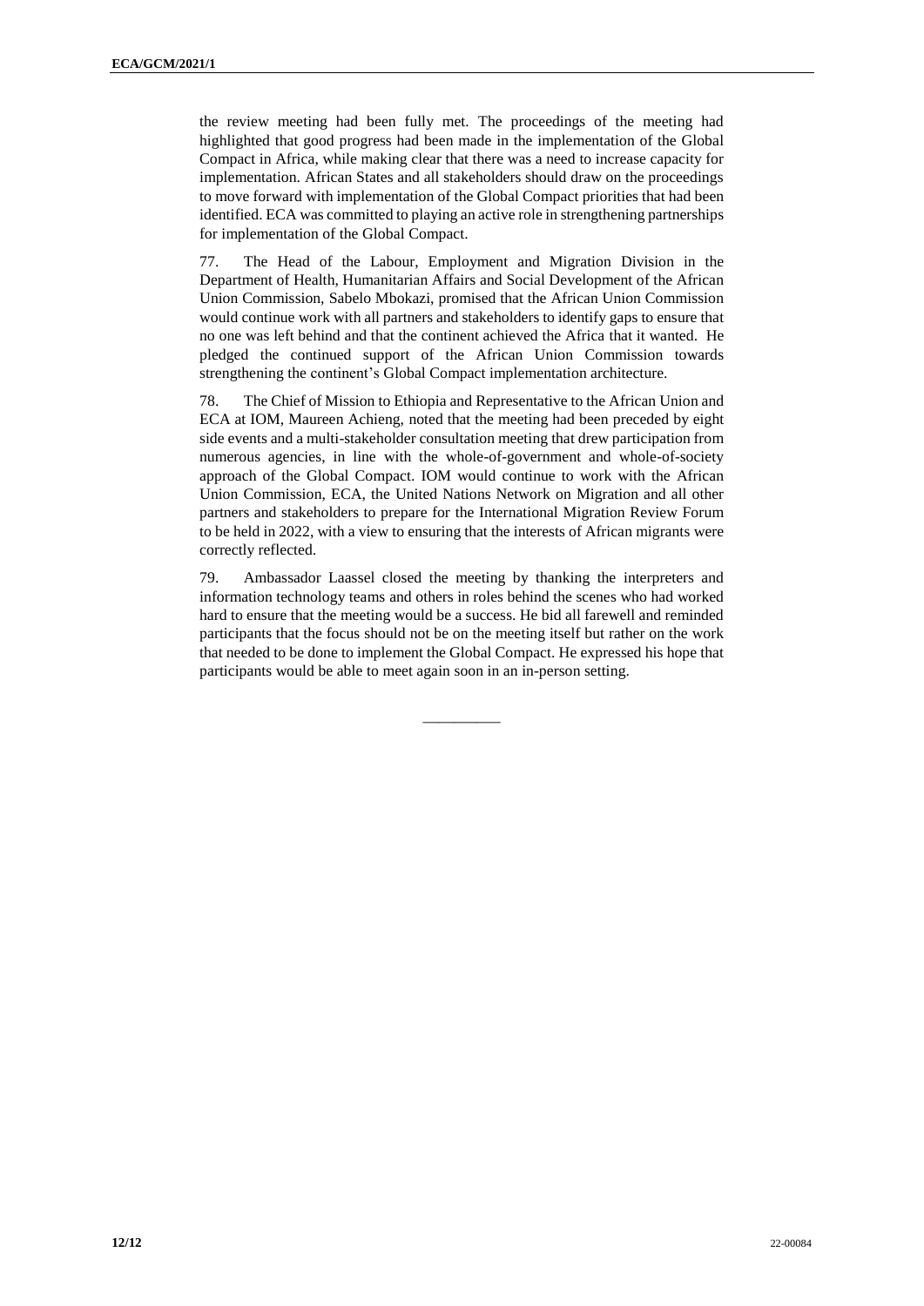the review meeting had been fully met. The proceedings of the meeting had highlighted that good progress had been made in the implementation of the Global Compact in Africa, while making clear that there was a need to increase capacity for implementation. African States and all stakeholders should draw on the proceedings to move forward with implementation of the Global Compact priorities that had been identified. ECA was committed to playing an active role in strengthening partnerships for implementation of the Global Compact.

77. The Head of the Labour, Employment and Migration Division in the Department of Health, Humanitarian Affairs and Social Development of the African Union Commission, Sabelo Mbokazi, promised that the African Union Commission would continue work with all partners and stakeholders to identify gaps to ensure that no one was left behind and that the continent achieved the Africa that it wanted. He pledged the continued support of the African Union Commission towards strengthening the continent's Global Compact implementation architecture.

78. The Chief of Mission to Ethiopia and Representative to the African Union and ECA at IOM, Maureen Achieng, noted that the meeting had been preceded by eight side events and a multi-stakeholder consultation meeting that drew participation from numerous agencies, in line with the whole-of-government and whole-of-society approach of the Global Compact. IOM would continue to work with the African Union Commission, ECA, the United Nations Network on Migration and all other partners and stakeholders to prepare for the International Migration Review Forum to be held in 2022, with a view to ensuring that the interests of African migrants were correctly reflected.

79. Ambassador Laassel closed the meeting by thanking the interpreters and information technology teams and others in roles behind the scenes who had worked hard to ensure that the meeting would be a success. He bid all farewell and reminded participants that the focus should not be on the meeting itself but rather on the work that needed to be done to implement the Global Compact. He expressed his hope that participants would be able to meet again soon in an in-person setting.

__________